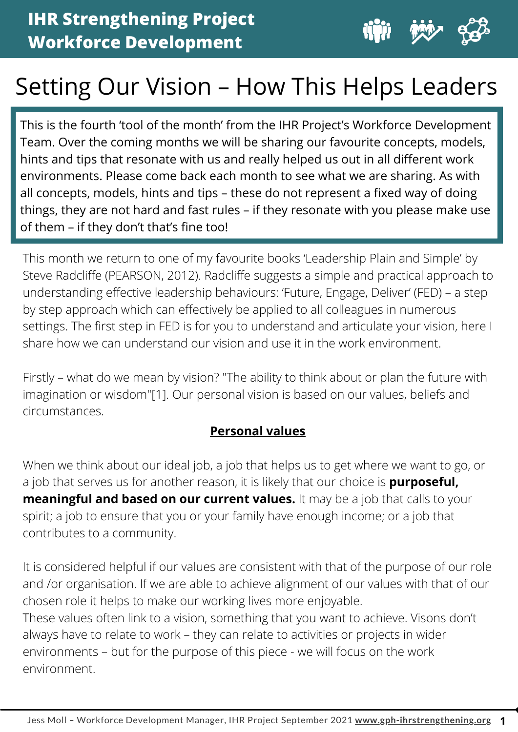# IHR Strengthening Project
# Workforce Development

## Setting Our Vision – How This Helps Leaders

This is the fourth 'tool of the month' from the IHR Project's Workforce Development Team. Over the coming months we will be sharing our favourite concepts, models, hints and tips that resonate with us and really helped us out in all different work environments. Please come back each month to see what we are sharing. As with all concepts, models, hints and tips – these do not represent a fixed way of doing things, they are not hard and fast rules – if they resonate with you please make use of them – if they don't that's fine too!

This month we return to one of my favourite books 'Leadership Plain and Simple' by Steve Radcliffe (PEARSON, 2012). Radcliffe suggests a simple and practical approach to understanding effective leadership behaviours: 'Future, Engage, Deliver' (FED) – a step by step approach which can effectively be applied to all colleagues in numerous settings. The first step in FED is for you to understand and articulate your vision, here I share how we can understand our vision and use it in the work environment.

Firstly – what do we mean by vision? "The ability to think about or plan the future with imagination or wisdom"[1]. Our personal vision is based on our values, beliefs and circumstances.

### Personal values

When we think about our ideal job, a job that helps us to get where we want to go, or a job that serves us for another reason, it is likely that our choice is **purposeful, meaningful and based on our current values.** It may be a job that calls to your spirit; a job to ensure that you or your family have enough income; or a job that contributes to a community.

It is considered helpful if our values are consistent with that of the purpose of our role and /or organisation. If we are able to achieve alignment of our values with that of our chosen role it helps to make our working lives more enjoyable.
These values often link to a vision, something that you want to achieve. Visons don't always have to relate to work – they can relate to activities or projects in wider environments – but for the purpose of this piece - we will focus on the work environment.

Jess Moll – Workforce Development Manager, IHR Project September 2021 **www.gph-ihrstrengthening.org**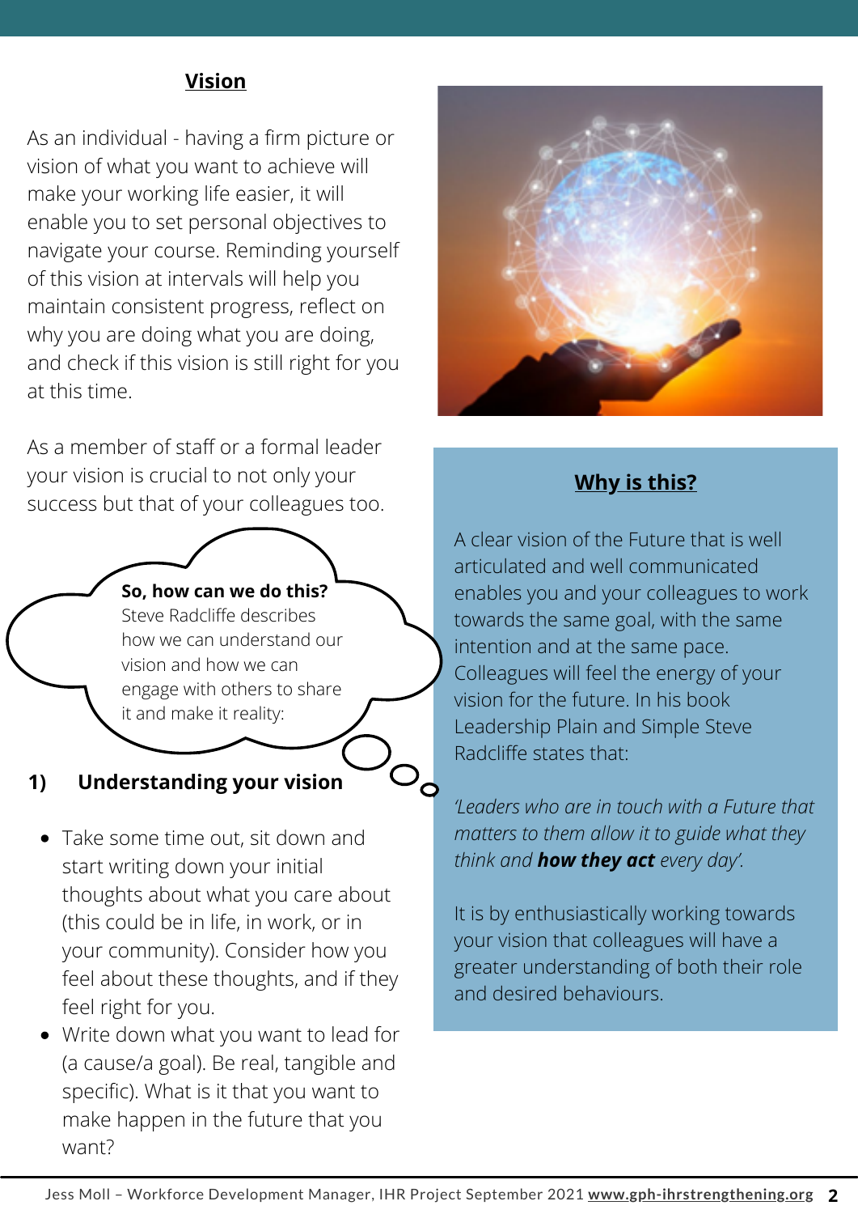## Vision

As an individual - having a firm picture or vision of what you want to achieve will make your working life easier, it will enable you to set personal objectives to navigate your course. Reminding yourself of this vision at intervals will help you maintain consistent progress, reflect on why you are doing what you are doing, and check if this vision is still right for you at this time.

As a member of staff or a formal leader your vision is crucial to not only your success but that of your colleagues too.

**So, how can we do this?**
Steve Radcliffe describes how we can understand our vision and how we can engage with others to share it and make it reality:

### 1) Understanding your vision

- Take some time out, sit down and start writing down your initial thoughts about what you care about (this could be in life, in work, or in your community). Consider how you feel about these thoughts, and if they feel right for you.
- Write down what you want to lead for (a cause/a goal). Be real, tangible and specific). What is it that you want to make happen in the future that you want?

### Why is this?

A clear vision of the Future that is well articulated and well communicated enables you and your colleagues to work towards the same goal, with the same intention and at the same pace. Colleagues will feel the energy of your vision for the future. In his book Leadership Plain and Simple Steve Radcliffe states that:

*'Leaders who are in touch with a Future that matters to them allow it to guide what they think and* ***how they act*** *every day'.*

It is by enthusiastically working towards your vision that colleagues will have a greater understanding of both their role and desired behaviours.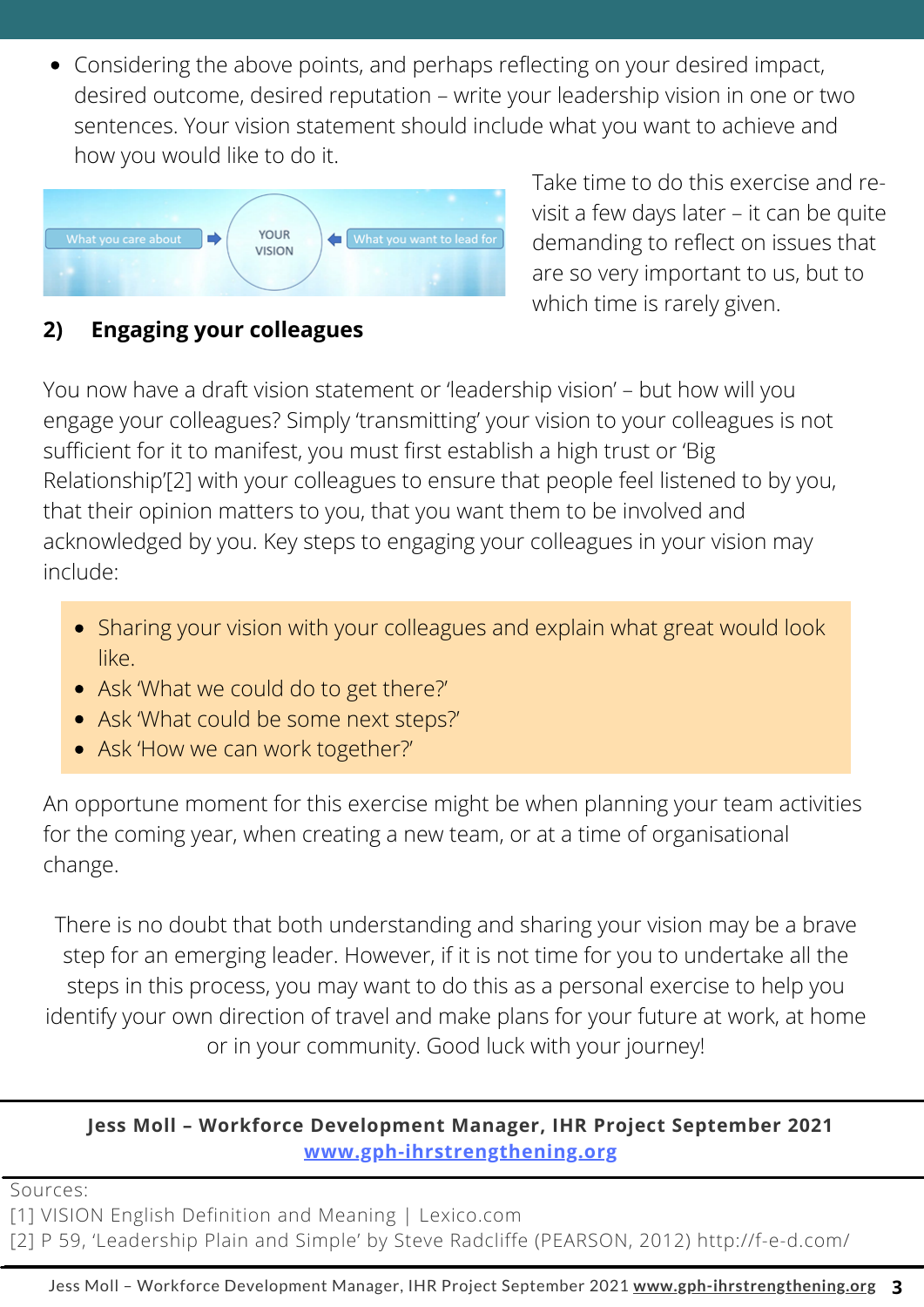- Considering the above points, and perhaps reflecting on your desired impact, desired outcome, desired reputation – write your leadership vision in one or two sentences. Your vision statement should include what you want to achieve and how you would like to do it.

What you care about → YOUR VISION ← What you want to lead for

Take time to do this exercise and re-visit a few days later – it can be quite demanding to reflect on issues that are so very important to us, but to which time is rarely given.

## 2) Engaging your colleagues

You now have a draft vision statement or 'leadership vision' – but how will you engage your colleagues? Simply 'transmitting' your vision to your colleagues is not sufficient for it to manifest, you must first establish a high trust or 'Big Relationship'[2] with your colleagues to ensure that people feel listened to by you, that their opinion matters to you, that you want them to be involved and acknowledged by you. Key steps to engaging your colleagues in your vision may include:

- Sharing your vision with your colleagues and explain what great would look like.
- Ask 'What we could do to get there?'
- Ask 'What could be some next steps?'
- Ask 'How we can work together?'

An opportune moment for this exercise might be when planning your team activities for the coming year, when creating a new team, or at a time of organisational change.

There is no doubt that both understanding and sharing your vision may be a brave step for an emerging leader. However, if it is not time for you to undertake all the steps in this process, you may want to do this as a personal exercise to help you identify your own direction of travel and make plans for your future at work, at home or in your community. Good luck with your journey!

**Jess Moll – Workforce Development Manager, IHR Project September 2021**
**www.gph-ihrstrengthening.org**

Sources:
[1] VISION English Definition and Meaning | Lexico.com
[2] P 59, 'Leadership Plain and Simple' by Steve Radcliffe (PEARSON, 2012) http://f-e-d.com/